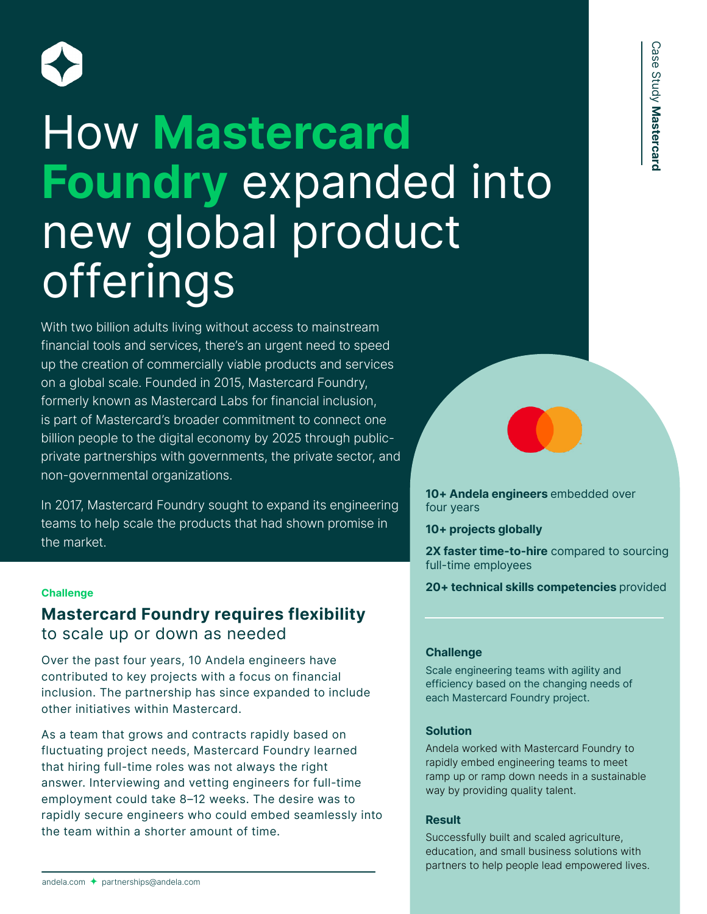Case Study **Mastercard**

# How **Mastercard Foundry** expanded into new global product offerings

With two billion adults living without access to mainstream financial tools and services, there's an urgent need to speed up the creation of commercially viable products and services on a global scale. Founded in 2015, Mastercard Foundry, formerly known as Mastercard Labs for financial inclusion, is part of Mastercard's broader commitment to connect one billion people to the digital economy by 2025 through public-private partnerships with governments, the private sector, and non-governmental organizations.

In 2017, Mastercard Foundry sought to expand its engineering teams to help scale the products that had shown promise in the market.

**10+ Andela engineers** embedded over four years

**10+ projects globally**

**2X faster time-to-hire** compared to sourcing full-time employees

**20+ technical skills competencies** provided

### Challenge

Scale engineering teams with agility and efficiency based on the changing needs of each Mastercard Foundry project.

### Solution

Andela worked with Mastercard Foundry to rapidly embed engineering teams to meet ramp up or ramp down needs in a sustainable way by providing quality talent.

### Result

Successfully built and scaled agriculture, education, and small business solutions with partners to help people lead empowered lives.

**Challenge**

## **Mastercard Foundry requires flexibility** to scale up or down as needed

Over the past four years, 10 Andela engineers have contributed to key projects with a focus on financial inclusion. The partnership has since expanded to include other initiatives within Mastercard.

As a team that grows and contracts rapidly based on fluctuating project needs, Mastercard Foundry learned that hiring full-time roles was not always the right answer. Interviewing and vetting engineers for full-time employment could take 8–12 weeks. The desire was to rapidly secure engineers who could embed seamlessly into the team within a shorter amount of time.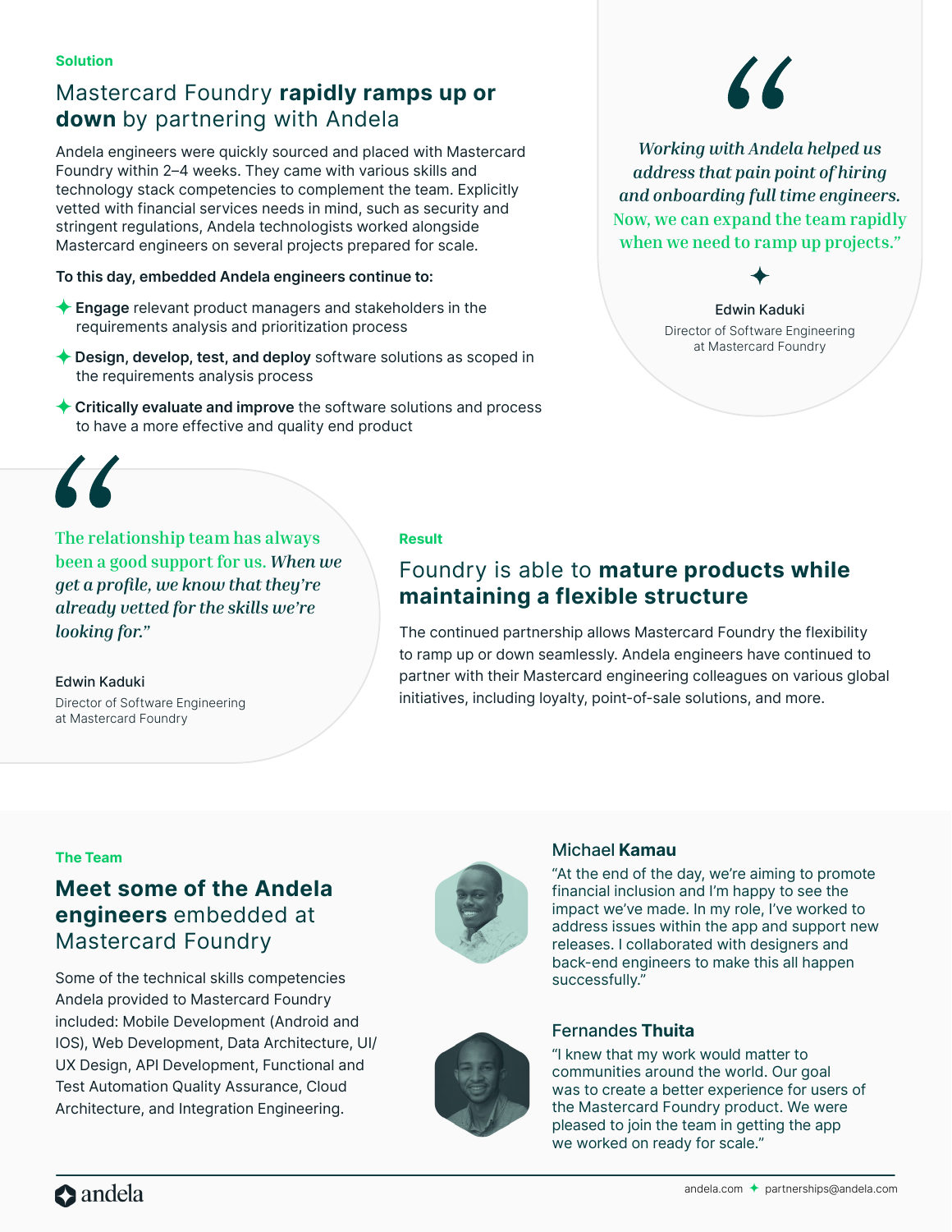Solution

## Mastercard Foundry **rapidly ramps up or down** by partnering with Andela

Andela engineers were quickly sourced and placed with Mastercard Foundry within 2–4 weeks. They came with various skills and technology stack competencies to complement the team. Explicitly vetted with financial services needs in mind, such as security and stringent regulations, Andela technologists worked alongside Mastercard engineers on several projects prepared for scale.

**To this day, embedded Andela engineers continue to:**

- **Engage** relevant product managers and stakeholders in the requirements analysis and prioritization process
- **Design, develop, test, and deploy** software solutions as scoped in the requirements analysis process
- **Critically evaluate and improve** the software solutions and process to have a more effective and quality end product

> *"Working with Andela helped us address that pain point of hiring and onboarding full time engineers. Now, we can expand the team rapidly when we need to ramp up projects."*
>
> Edwin Kaduki
> Director of Software Engineering at Mastercard Foundry

> *"The relationship team has always been a good support for us. When we get a profile, we know that they're already vetted for the skills we're looking for."*
>
> Edwin Kaduki
> Director of Software Engineering at Mastercard Foundry

Result

## Foundry is able to **mature products while maintaining a flexible structure**

The continued partnership allows Mastercard Foundry the flexibility to ramp up or down seamlessly. Andela engineers have continued to partner with their Mastercard engineering colleagues on various global initiatives, including loyalty, point-of-sale solutions, and more.

The Team

## **Meet some of the Andela engineers** embedded at Mastercard Foundry

Some of the technical skills competencies Andela provided to Mastercard Foundry included: Mobile Development (Android and IOS), Web Development, Data Architecture, UI/UX Design, API Development, Functional and Test Automation Quality Assurance, Cloud Architecture, and Integration Engineering.

### Michael **Kamau**

"At the end of the day, we're aiming to promote financial inclusion and I'm happy to see the impact we've made. In my role, I've worked to address issues within the app and support new releases. I collaborated with designers and back-end engineers to make this all happen successfully."

### Fernandes **Thuita**

"I knew that my work would matter to communities around the world. Our goal was to create a better experience for users of the Mastercard Foundry product. We were pleased to join the team in getting the app we worked on ready for scale."

andela

andela.com ✦ partnerships@andela.com